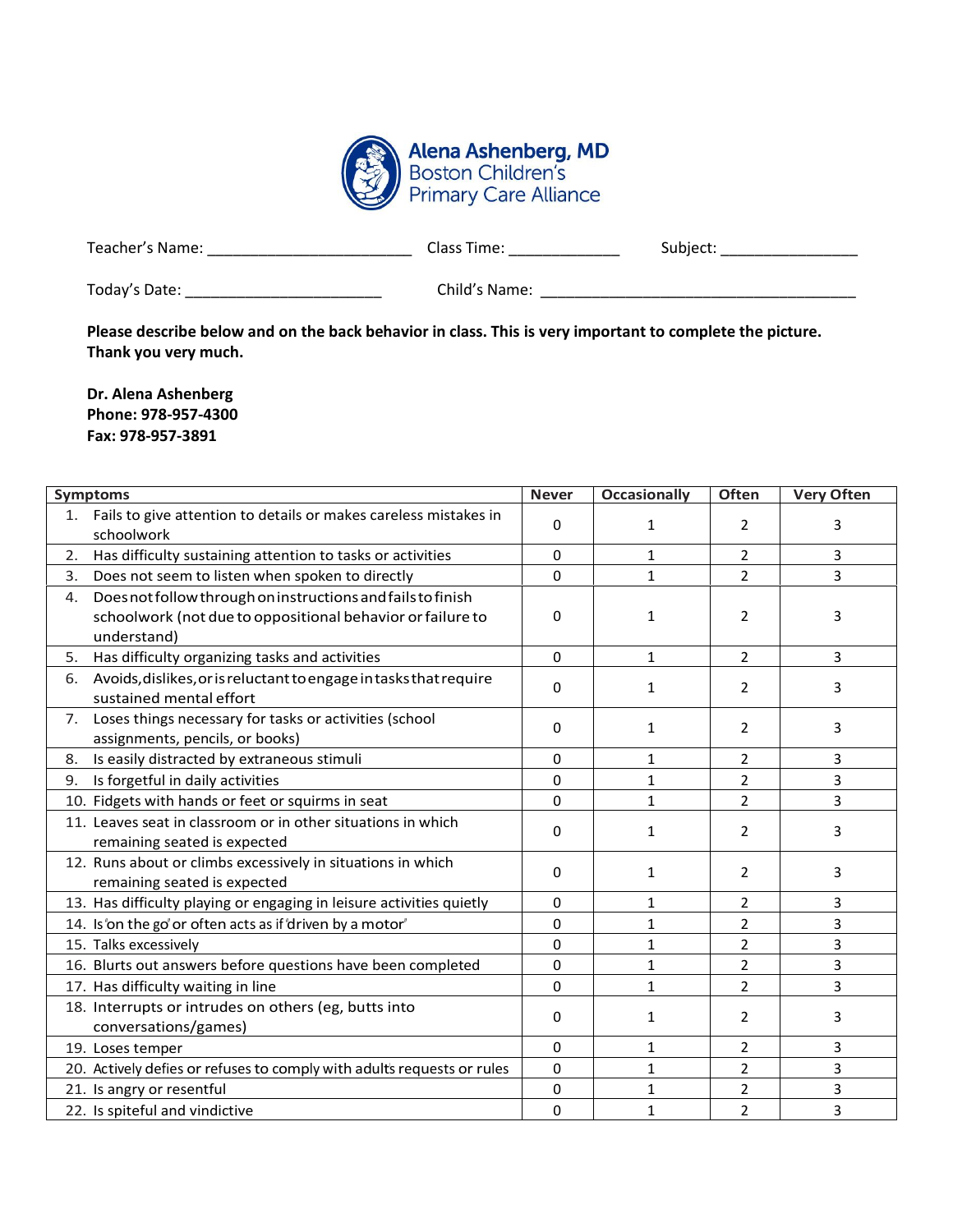**Alena Ashenberg, MD**
Boston Children's
Primary Care Alliance

Teacher's Name: ________________________ Class Time: _____________ Subject: ________________

Today's Date: _______________________ Child's Name: _____________________________________

**Please describe below and on the back behavior in class. This is very important to complete the picture. Thank you very much.**

**Dr. Alena Ashenberg**
**Phone: 978-957-4300**
**Fax: 978-957-3891**

| Symptoms | Never | Occasionally | Often | Very Often |
|---|---|---|---|---|
| 1. Fails to give attention to details or makes careless mistakes in schoolwork | 0 | 1 | 2 | 3 |
| 2. Has difficulty sustaining attention to tasks or activities | 0 | 1 | 2 | 3 |
| 3. Does not seem to listen when spoken to directly | 0 | 1 | 2 | 3 |
| 4. Does not follow through on instructions and fails to finish schoolwork (not due to oppositional behavior or failure to understand) | 0 | 1 | 2 | 3 |
| 5. Has difficulty organizing tasks and activities | 0 | 1 | 2 | 3 |
| 6. Avoids, dislikes, or is reluctant to engage in tasks that require sustained mental effort | 0 | 1 | 2 | 3 |
| 7. Loses things necessary for tasks or activities (school assignments, pencils, or books) | 0 | 1 | 2 | 3 |
| 8. Is easily distracted by extraneous stimuli | 0 | 1 | 2 | 3 |
| 9. Is forgetful in daily activities | 0 | 1 | 2 | 3 |
| 10. Fidgets with hands or feet or squirms in seat | 0 | 1 | 2 | 3 |
| 11. Leaves seat in classroom or in other situations in which remaining seated is expected | 0 | 1 | 2 | 3 |
| 12. Runs about or climbs excessively in situations in which remaining seated is expected | 0 | 1 | 2 | 3 |
| 13. Has difficulty playing or engaging in leisure activities quietly | 0 | 1 | 2 | 3 |
| 14. Is 'on the go' or often acts as if 'driven by a motor' | 0 | 1 | 2 | 3 |
| 15. Talks excessively | 0 | 1 | 2 | 3 |
| 16. Blurts out answers before questions have been completed | 0 | 1 | 2 | 3 |
| 17. Has difficulty waiting in line | 0 | 1 | 2 | 3 |
| 18. Interrupts or intrudes on others (eg, butts into conversations/games) | 0 | 1 | 2 | 3 |
| 19. Loses temper | 0 | 1 | 2 | 3 |
| 20. Actively defies or refuses to comply with adults requests or rules | 0 | 1 | 2 | 3 |
| 21. Is angry or resentful | 0 | 1 | 2 | 3 |
| 22. Is spiteful and vindictive | 0 | 1 | 2 | 3 |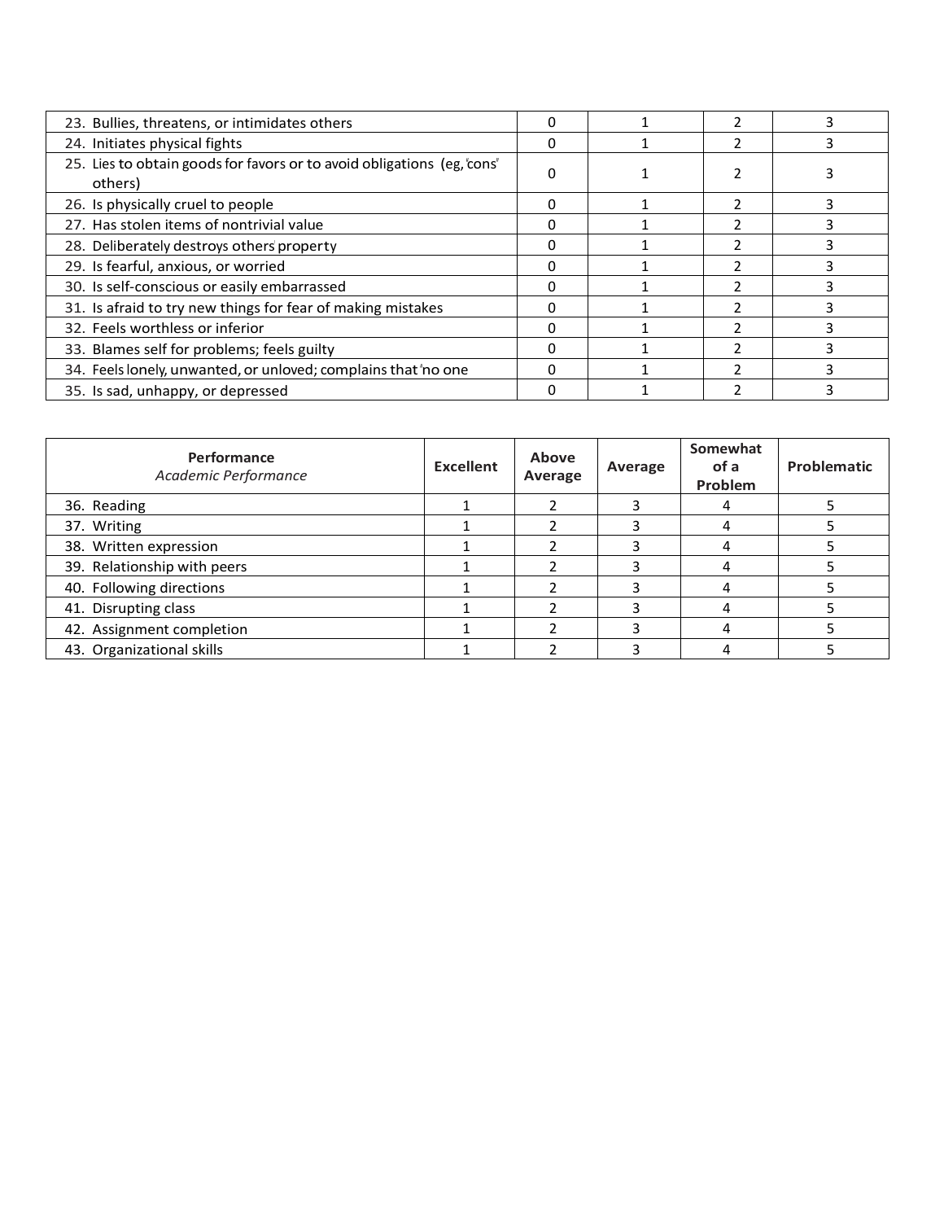| | | | | |
|---|---|---|---|---|
| 23. Bullies, threatens, or intimidates others | 0 | 1 | 2 | 3 |
| 24. Initiates physical fights | 0 | 1 | 2 | 3 |
| 25. Lies to obtain goods for favors or to avoid obligations (eg, 'cons' others) | 0 | 1 | 2 | 3 |
| 26. Is physically cruel to people | 0 | 1 | 2 | 3 |
| 27. Has stolen items of nontrivial value | 0 | 1 | 2 | 3 |
| 28. Deliberately destroys others' property | 0 | 1 | 2 | 3 |
| 29. Is fearful, anxious, or worried | 0 | 1 | 2 | 3 |
| 30. Is self-conscious or easily embarrassed | 0 | 1 | 2 | 3 |
| 31. Is afraid to try new things for fear of making mistakes | 0 | 1 | 2 | 3 |
| 32. Feels worthless or inferior | 0 | 1 | 2 | 3 |
| 33. Blames self for problems; feels guilty | 0 | 1 | 2 | 3 |
| 34. Feels lonely, unwanted, or unloved; complains that 'no one | 0 | 1 | 2 | 3 |
| 35. Is sad, unhappy, or depressed | 0 | 1 | 2 | 3 |

| **Performance** *Academic Performance* | **Excellent** | **Above Average** | **Average** | **Somewhat of a Problem** | **Problematic** |
|---|---|---|---|---|---|
| 36. Reading | 1 | 2 | 3 | 4 | 5 |
| 37. Writing | 1 | 2 | 3 | 4 | 5 |
| 38. Written expression | 1 | 2 | 3 | 4 | 5 |
| 39. Relationship with peers | 1 | 2 | 3 | 4 | 5 |
| 40. Following directions | 1 | 2 | 3 | 4 | 5 |
| 41. Disrupting class | 1 | 2 | 3 | 4 | 5 |
| 42. Assignment completion | 1 | 2 | 3 | 4 | 5 |
| 43. Organizational skills | 1 | 2 | 3 | 4 | 5 |